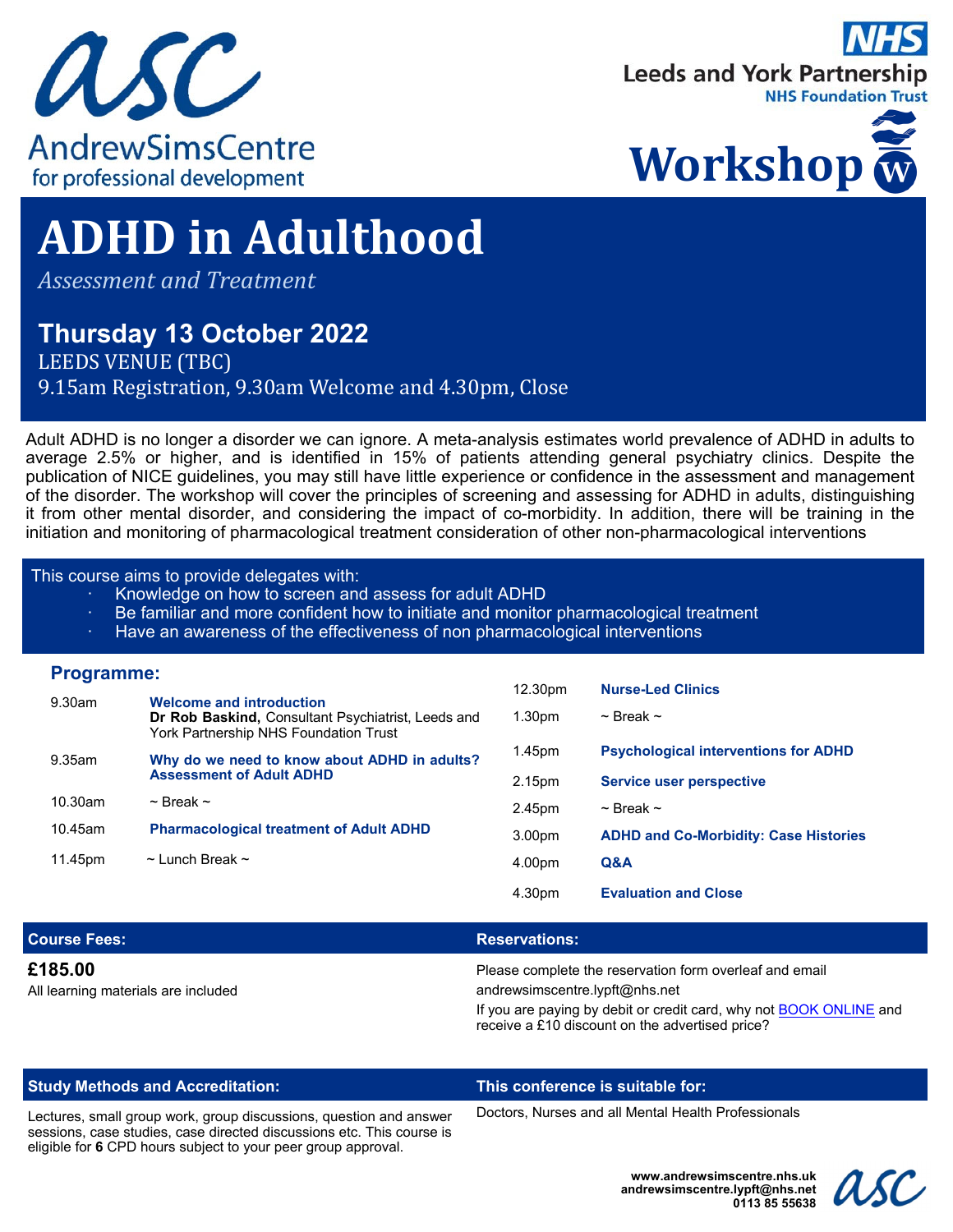AndrewSimsCentre
for professional development

NHS
Leeds and York Partnership
NHS Foundation Trust

Workshop

# ADHD in Adulthood

*Assessment and Treatment*

## Thursday 13 October 2022

LEEDS VENUE (TBC)
9.15am Registration, 9.30am Welcome and 4.30pm, Close

Adult ADHD is no longer a disorder we can ignore. A meta-analysis estimates world prevalence of ADHD in adults to average 2.5% or higher, and is identified in 15% of patients attending general psychiatry clinics. Despite the publication of NICE guidelines, you may still have little experience or confidence in the assessment and management of the disorder. The workshop will cover the principles of screening and assessing for ADHD in adults, distinguishing it from other mental disorder, and considering the impact of co-morbidity. In addition, there will be training in the initiation and monitoring of pharmacological treatment consideration of other non-pharmacological interventions

This course aims to provide delegates with:

- Knowledge on how to screen and assess for adult ADHD
- Be familiar and more confident how to initiate and monitor pharmacological treatment
- Have an awareness of the effectiveness of non pharmacological interventions

### Programme:

| Time | Session |
|---|---|
| 9.30am | **Welcome and introduction** <br> **Dr Rob Baskind,** Consultant Psychiatrist, Leeds and York Partnership NHS Foundation Trust |
| 9.35am | **Why do we need to know about ADHD in adults? Assessment of Adult ADHD** |
| 10.30am | ~ Break ~ |
| 10.45am | **Pharmacological treatment of Adult ADHD** |
| 11.45pm | ~ Lunch Break ~ |
| 12.30pm | **Nurse-Led Clinics** |
| 1.30pm | ~ Break ~ |
| 1.45pm | **Psychological interventions for ADHD** |
| 2.15pm | **Service user perspective** |
| 2.45pm | ~ Break ~ |
| 3.00pm | **ADHD and Co-Morbidity: Case Histories** |
| 4.00pm | **Q&A** |
| 4.30pm | **Evaluation and Close** |

### Course Fees:

**£185.00**
All learning materials are included

### Reservations:

Please complete the reservation form overleaf and email andrewsimscentre.lypft@nhs.net
If you are paying by debit or credit card, why not BOOK ONLINE and receive a £10 discount on the advertised price?

### Study Methods and Accreditation:

Lectures, small group work, group discussions, question and answer sessions, case studies, case directed discussions etc. This course is eligible for **6** CPD hours subject to your peer group approval.

### This conference is suitable for:

Doctors, Nurses and all Mental Health Professionals

**www.andrewsimscentre.nhs.uk**
**andrewsimscentre.lypft@nhs.net**
**0113 85 55638**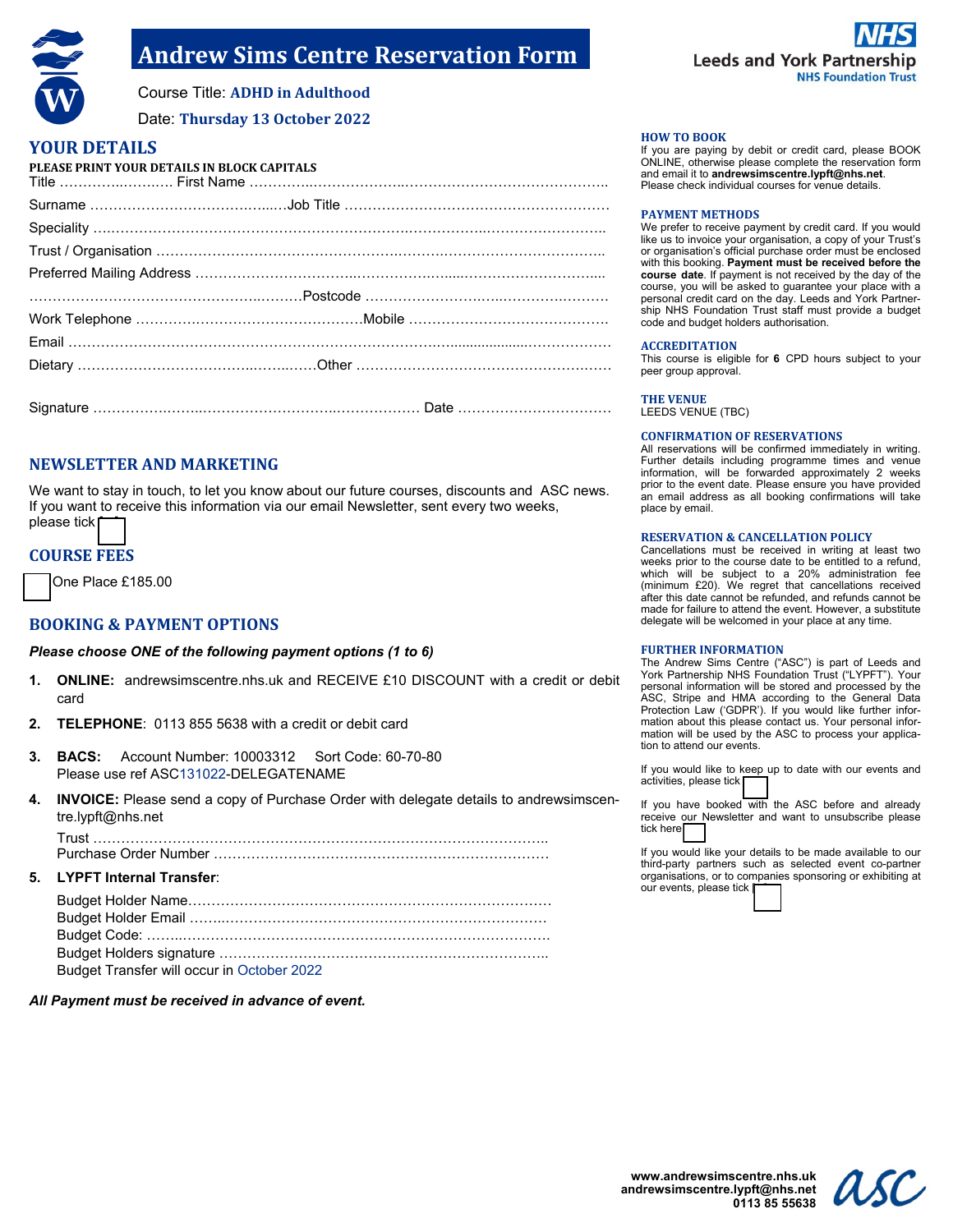# Andrew Sims Centre Reservation Form

Course Title: **ADHD in Adulthood**

Date: **Thursday 13 October 2022**

## YOUR DETAILS

**PLEASE PRINT YOUR DETAILS IN BLOCK CAPITALS**

Title ………………….. First Name ……………………………………………………………

Surname ………………………………….Job Title ………………………………………………

Speciality ……………………………………………………………………………………………

Trust / Organisation …………………………………………………………………………………

Preferred Mailing Address ……………………………………………………………………………

…………………………………………………Postcode …………………………………………

Work Telephone ……………………………………………Mobile ……………………………………

Email …………………………………………………………………………………………………

Dietary ……………………………………………Other ………………………………………………

Signature ……………………………………………………………………… Date ……………………………

## NEWSLETTER AND MARKETING

We want to stay in touch, to let you know about our future courses, discounts and ASC news. If you want to receive this information via our email Newsletter, sent every two weeks, please tick ☐

## COURSE FEES

☐ One Place £185.00

## BOOKING & PAYMENT OPTIONS

***Please choose ONE of the following payment options (1 to 6)***

1. **ONLINE:** andrewsimscentre.nhs.uk and RECEIVE £10 DISCOUNT with a credit or debit card
2. **TELEPHONE**: 0113 855 5638 with a credit or debit card
3. **BACS:** Account Number: 10003312 Sort Code: 60-70-80
   Please use ref ASC131022-DELEGATENAME
4. **INVOICE:** Please send a copy of Purchase Order with delegate details to andrewsimscentre.lypft@nhs.net
   Trust ……………………………………………………………………………………
   Purchase Order Number ……………………………………………………………
5. **LYPFT Internal Transfer**:
   Budget Holder Name……………………………………………………………………
   Budget Holder Email ……………………………………………………………………
   Budget Code: ……………………………………………………………………………
   Budget Holders signature ……………………………………………………………
   Budget Transfer will occur in October 2022

***All Payment must be received in advance of event.***

### HOW TO BOOK

If you are paying by debit or credit card, please BOOK ONLINE, otherwise please complete the reservation form and email it to **andrewsimscentre.lypft@nhs.net**. Please check individual courses for venue details.

### PAYMENT METHODS

We prefer to receive payment by credit card. If you would like us to invoice your organisation, a copy of your Trust's or organisation's official purchase order must be enclosed with this booking. **Payment must be received before the course date**. If payment is not received by the day of the course, you will be asked to guarantee your place with a personal credit card on the day. Leeds and York Partnership NHS Foundation Trust staff must provide a budget code and budget holders authorisation.

### ACCREDITATION

This course is eligible for **6** CPD hours subject to your peer group approval.

### THE VENUE

LEEDS VENUE (TBC)

### CONFIRMATION OF RESERVATIONS

All reservations will be confirmed immediately in writing. Further details including programme times and venue information, will be forwarded approximately 2 weeks prior to the event date. Please ensure you have provided an email address as all booking confirmations will take place by email.

### RESERVATION & CANCELLATION POLICY

Cancellations must be received in writing at least two weeks prior to the course date to be entitled to a refund, which will be subject to a 20% administration fee (minimum £20). We regret that cancellations received after this date cannot be refunded, and refunds cannot be made for failure to attend the event. However, a substitute delegate will be welcomed in your place at any time.

### FURTHER INFORMATION

The Andrew Sims Centre ("ASC") is part of Leeds and York Partnership NHS Foundation Trust ("LYPFT"). Your personal information will be stored and processed by the ASC, Stripe and HMA according to the General Data Protection Law ('GDPR'). If you would like further information about this please contact us. Your personal information will be used by the ASC to process your application to attend our events.

If you would like to keep up to date with our events and activities, please tick ☐

If you have booked with the ASC before and already receive our Newsletter and want to unsubscribe please tick here ☐

If you would like your details to be made available to our third-party partners such as selected event co-partner organisations, or to companies sponsoring or exhibiting at our events, please tick ☐

**www.andrewsimscentre.nhs.uk**
**andrewsimscentre.lypft@nhs.net**
**0113 85 55638**